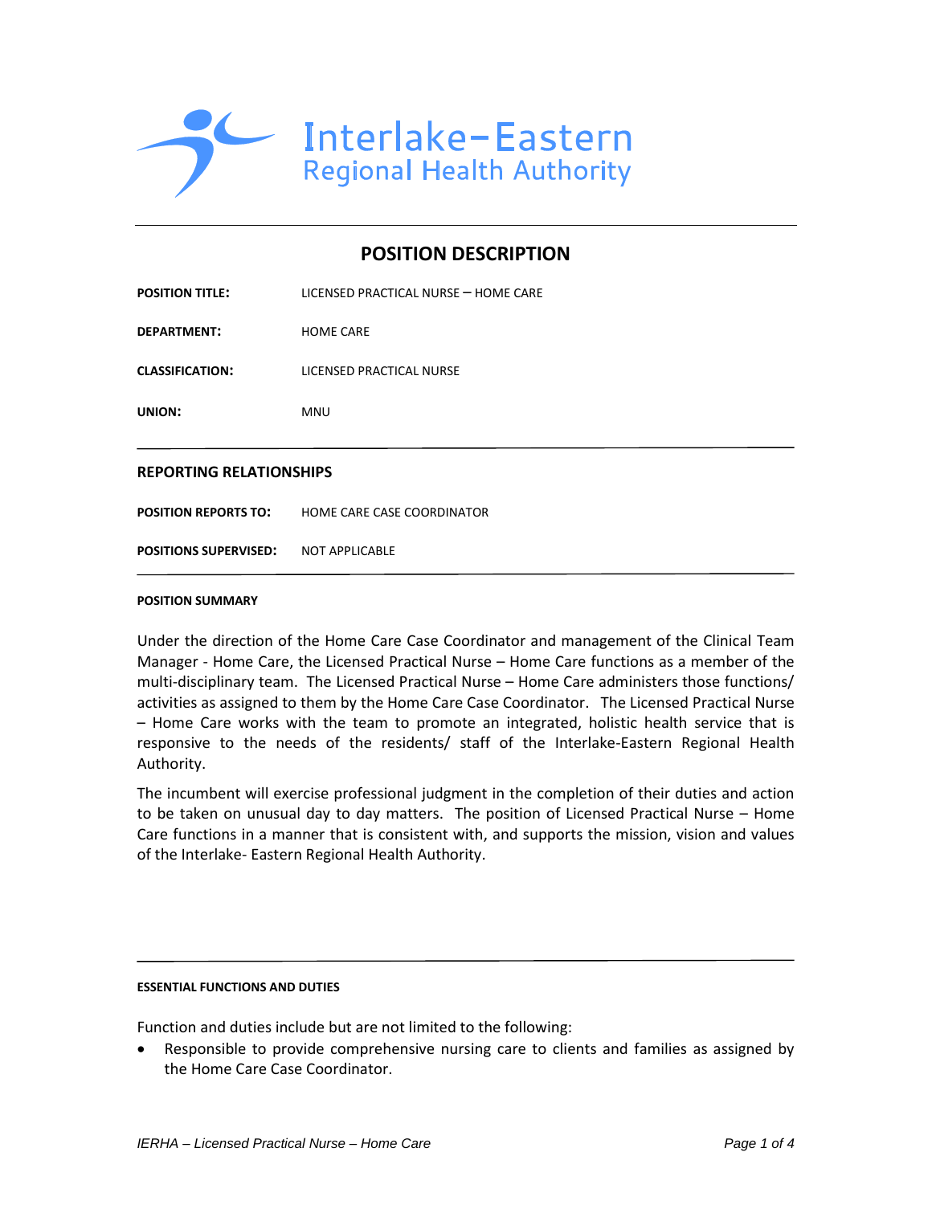Interlake-Eastern
Regional Health Authority

# POSITION DESCRIPTION

| | |
|---|---|
| **POSITION TITLE:** | LICENSED PRACTICAL NURSE – HOME CARE |
| **DEPARTMENT:** | HOME CARE |
| **CLASSIFICATION:** | LICENSED PRACTICAL NURSE |
| **UNION:** | MNU |

## REPORTING RELATIONSHIPS

| | |
|---|---|
| **POSITION REPORTS TO:** | HOME CARE CASE COORDINATOR |
| **POSITIONS SUPERVISED:** | NOT APPLICABLE |

### POSITION SUMMARY

Under the direction of the Home Care Case Coordinator and management of the Clinical Team Manager - Home Care, the Licensed Practical Nurse – Home Care functions as a member of the multi-disciplinary team. The Licensed Practical Nurse – Home Care administers those functions/ activities as assigned to them by the Home Care Case Coordinator. The Licensed Practical Nurse – Home Care works with the team to promote an integrated, holistic health service that is responsive to the needs of the residents/ staff of the Interlake-Eastern Regional Health Authority.

The incumbent will exercise professional judgment in the completion of their duties and action to be taken on unusual day to day matters. The position of Licensed Practical Nurse – Home Care functions in a manner that is consistent with, and supports the mission, vision and values of the Interlake- Eastern Regional Health Authority.

### ESSENTIAL FUNCTIONS AND DUTIES

Function and duties include but are not limited to the following:

- Responsible to provide comprehensive nursing care to clients and families as assigned by the Home Care Case Coordinator.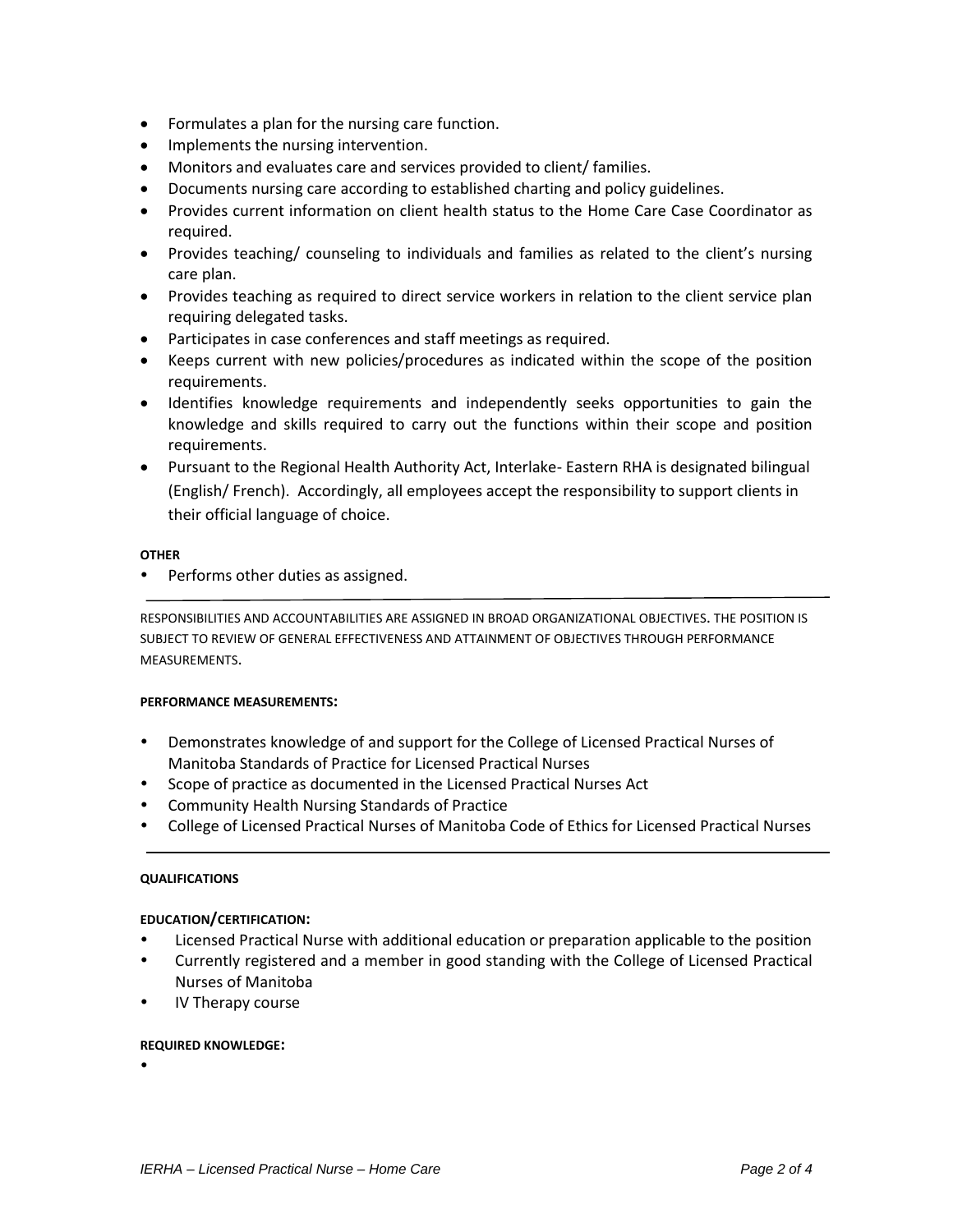- Formulates a plan for the nursing care function.
- Implements the nursing intervention.
- Monitors and evaluates care and services provided to client/ families.
- Documents nursing care according to established charting and policy guidelines.
- Provides current information on client health status to the Home Care Case Coordinator as required.
- Provides teaching/ counseling to individuals and families as related to the client's nursing care plan.
- Provides teaching as required to direct service workers in relation to the client service plan requiring delegated tasks.
- Participates in case conferences and staff meetings as required.
- Keeps current with new policies/procedures as indicated within the scope of the position requirements.
- Identifies knowledge requirements and independently seeks opportunities to gain the knowledge and skills required to carry out the functions within their scope and position requirements.
- Pursuant to the Regional Health Authority Act, Interlake- Eastern RHA is designated bilingual (English/ French). Accordingly, all employees accept the responsibility to support clients in their official language of choice.

**OTHER**

- Performs other duties as assigned.

---

RESPONSIBILITIES AND ACCOUNTABILITIES ARE ASSIGNED IN BROAD ORGANIZATIONAL OBJECTIVES. THE POSITION IS SUBJECT TO REVIEW OF GENERAL EFFECTIVENESS AND ATTAINMENT OF OBJECTIVES THROUGH PERFORMANCE MEASUREMENTS.

**PERFORMANCE MEASUREMENTS:**

- Demonstrates knowledge of and support for the College of Licensed Practical Nurses of Manitoba Standards of Practice for Licensed Practical Nurses
- Scope of practice as documented in the Licensed Practical Nurses Act
- Community Health Nursing Standards of Practice
- College of Licensed Practical Nurses of Manitoba Code of Ethics for Licensed Practical Nurses

---

**QUALIFICATIONS**

**EDUCATION/CERTIFICATION:**

- Licensed Practical Nurse with additional education or preparation applicable to the position
- Currently registered and a member in good standing with the College of Licensed Practical Nurses of Manitoba
- IV Therapy course

**REQUIRED KNOWLEDGE:**

-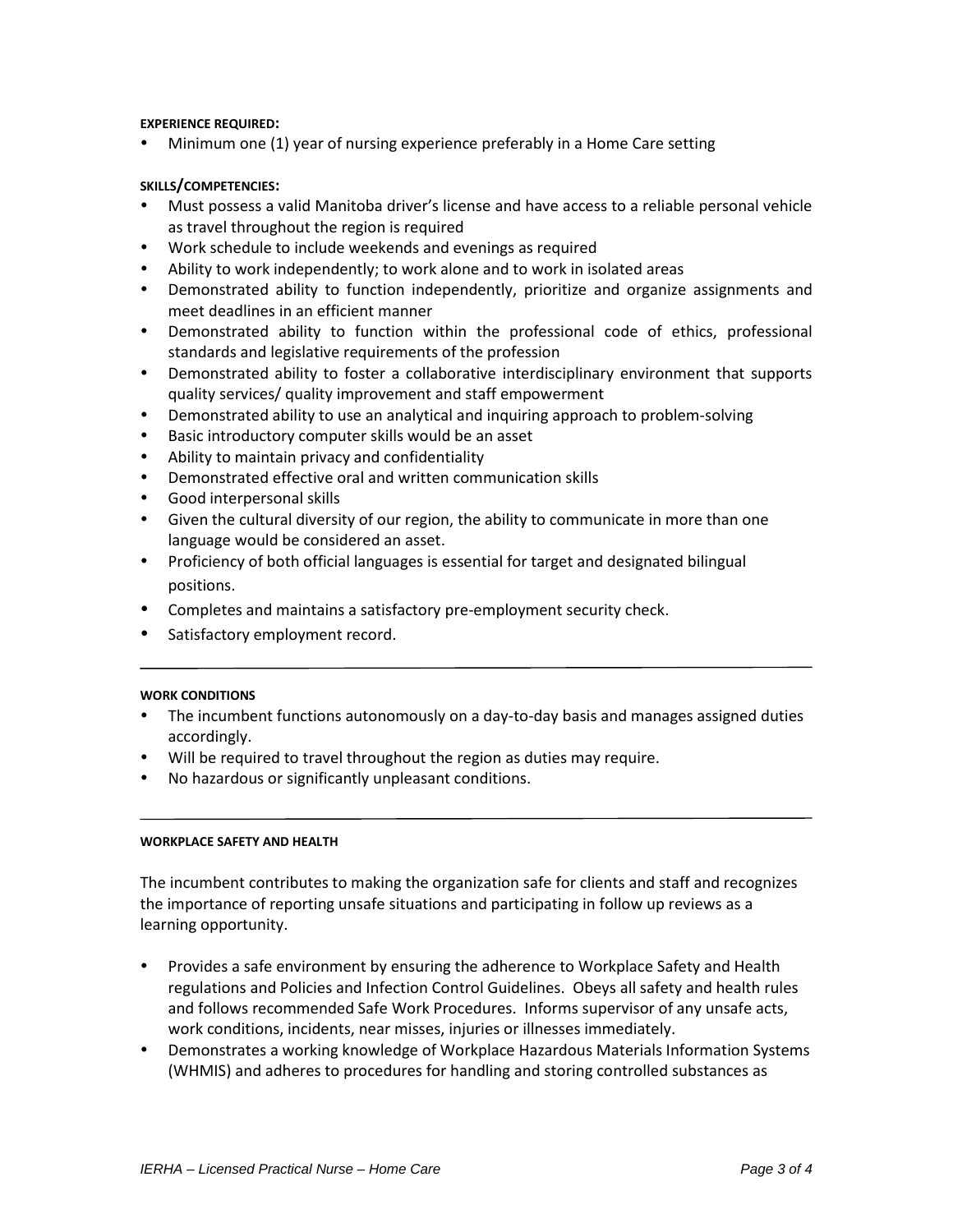**EXPERIENCE REQUIRED:**

- Minimum one (1) year of nursing experience preferably in a Home Care setting

**SKILLS/COMPETENCIES:**

- Must possess a valid Manitoba driver's license and have access to a reliable personal vehicle as travel throughout the region is required
- Work schedule to include weekends and evenings as required
- Ability to work independently; to work alone and to work in isolated areas
- Demonstrated ability to function independently, prioritize and organize assignments and meet deadlines in an efficient manner
- Demonstrated ability to function within the professional code of ethics, professional standards and legislative requirements of the profession
- Demonstrated ability to foster a collaborative interdisciplinary environment that supports quality services/ quality improvement and staff empowerment
- Demonstrated ability to use an analytical and inquiring approach to problem-solving
- Basic introductory computer skills would be an asset
- Ability to maintain privacy and confidentiality
- Demonstrated effective oral and written communication skills
- Good interpersonal skills
- Given the cultural diversity of our region, the ability to communicate in more than one language would be considered an asset.
- Proficiency of both official languages is essential for target and designated bilingual positions.
- Completes and maintains a satisfactory pre-employment security check.
- Satisfactory employment record.

---

**WORK CONDITIONS**

- The incumbent functions autonomously on a day-to-day basis and manages assigned duties accordingly.
- Will be required to travel throughout the region as duties may require.
- No hazardous or significantly unpleasant conditions.

---

**WORKPLACE SAFETY AND HEALTH**

The incumbent contributes to making the organization safe for clients and staff and recognizes the importance of reporting unsafe situations and participating in follow up reviews as a learning opportunity.

- Provides a safe environment by ensuring the adherence to Workplace Safety and Health regulations and Policies and Infection Control Guidelines. Obeys all safety and health rules and follows recommended Safe Work Procedures. Informs supervisor of any unsafe acts, work conditions, incidents, near misses, injuries or illnesses immediately.
- Demonstrates a working knowledge of Workplace Hazardous Materials Information Systems (WHMIS) and adheres to procedures for handling and storing controlled substances as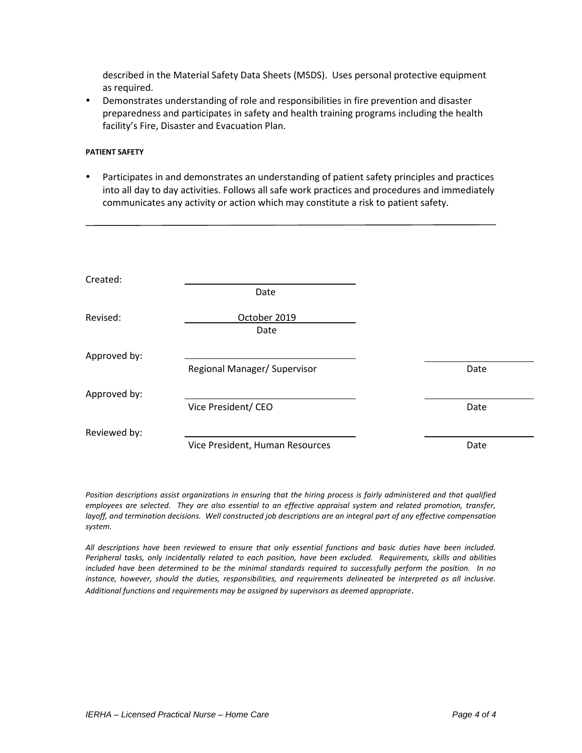described in the Material Safety Data Sheets (MSDS). Uses personal protective equipment as required.

- Demonstrates understanding of role and responsibilities in fire prevention and disaster preparedness and participates in safety and health training programs including the health facility's Fire, Disaster and Evacuation Plan.

**PATIENT SAFETY**

- Participates in and demonstrates an understanding of patient safety principles and practices into all day to day activities. Follows all safe work practices and procedures and immediately communicates any activity or action which may constitute a risk to patient safety.

---

| | | |
|---|---|---|
| Created: | ______________________ Date | |
| Revised: | October 2019 Date | |
| Approved by: | ______________________ Regional Manager/ Supervisor | ______________ Date |
| Approved by: | ______________________ Vice President/ CEO | ______________ Date |
| Reviewed by: | ______________________ Vice President, Human Resources | ______________ Date |

*Position descriptions assist organizations in ensuring that the hiring process is fairly administered and that qualified employees are selected. They are also essential to an effective appraisal system and related promotion, transfer, layoff, and termination decisions. Well constructed job descriptions are an integral part of any effective compensation system.*

*All descriptions have been reviewed to ensure that only essential functions and basic duties have been included. Peripheral tasks, only incidentally related to each position, have been excluded. Requirements, skills and abilities included have been determined to be the minimal standards required to successfully perform the position. In no instance, however, should the duties, responsibilities, and requirements delineated be interpreted as all inclusive. Additional functions and requirements may be assigned by supervisors as deemed appropriate.*